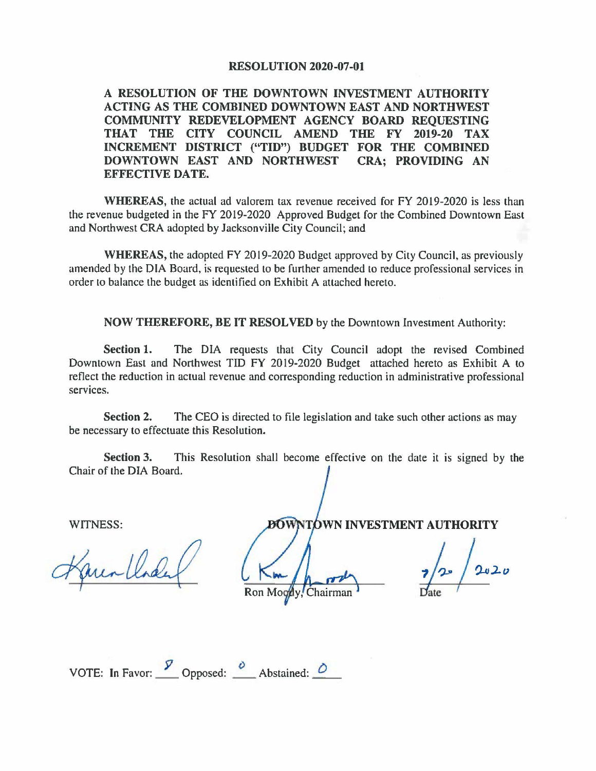# RESOLUTION 2020-07-01

**A RESOLUTION OF THE DOWNTOWN INVESTMENT AUTHORITY ACTING AS THE COMBINED DOWNTOWN EAST AND NORTHWEST COMMUNITY REDEVELOPMENT AGENCY BOARD REQUESTING THAT THE CITY COUNCIL AMEND THE FY 2019-20 TAX INCREMENT DISTRICT ("TID") BUDGET FOR THE COMBINED DOWNTOWN EAST AND NORTHWEST CRA; PROVIDING AN EFFECTIVE DATE.**

**WHEREAS,** the actual ad valorem tax revenue received for FY 2019-2020 is less than the revenue budgeted in the FY 2019-2020 Approved Budget for the Combined Downtown East and Northwest CRA adopted by Jacksonville City Council; and

**WHEREAS,** the adopted FY 2019-2020 Budget approved by City Council, as previously amended by the DIA Board, is requested to be further amended to reduce professional services in order to balance the budget as identified on Exhibit A attached hereto.

**NOW THEREFORE, BE IT RESOLVED** by the Downtown Investment Authority:

**Section 1.** The DIA requests that City Council adopt the revised Combined Downtown East and Northwest TID FY 2019-2020 Budget attached hereto as Exhibit A to reflect the reduction in actual revenue and corresponding reduction in administrative professional services.

**Section 2.** The CEO is directed to file legislation and take such other actions as may be necessary to effectuate this Resolution.

**Section 3.** This Resolution shall become effective on the date it is signed by the Chair of the DIA Board.

WITNESS:

**DOWNTOWN INVESTMENT AUTHORITY**

Ron Moody, Chairman

7/20/2020
Date

VOTE: In Favor: 8 Opposed: 0 Abstained: 0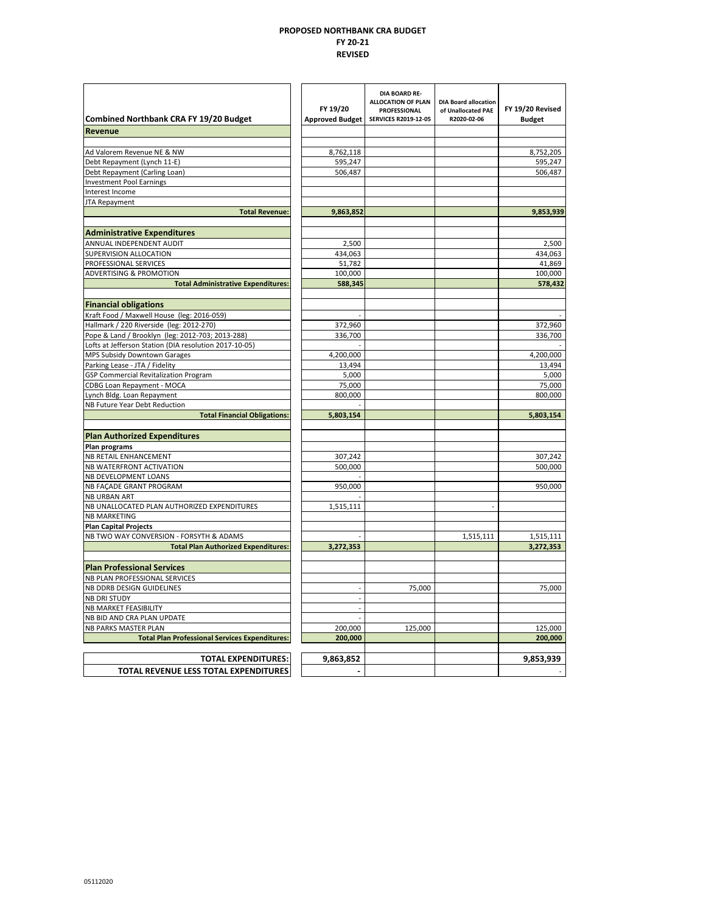**PROPOSED NORTHBANK CRA BUDGET**
**FY 20-21**
**REVISED**

| Combined Northbank CRA FY 19/20 Budget | FY 19/20 Approved Budget | DIA BOARD RE-ALLOCATION OF PLAN PROFESSIONAL SERVICES R2019-12-05 | DIA Board allocation of Unallocated PAE R2020-02-06 | FY 19/20 Revised Budget |
|---|---|---|---|---|
| **Revenue** | | | | |
| Ad Valorem Revenue NE & NW | 8,762,118 | | | 8,752,205 |
| Debt Repayment (Lynch 11-E) | 595,247 | | | 595,247 |
| Debt Repayment (Carling Loan) | 506,487 | | | 506,487 |
| Investment Pool Earnings | | | | |
| Interest Income | | | | |
| JTA Repayment | | | | |
| **Total Revenue:** | **9,863,852** | | | **9,853,939** |
| **Administrative Expenditures** | | | | |
| ANNUAL INDEPENDENT AUDIT | 2,500 | | | 2,500 |
| SUPERVISION ALLOCATION | 434,063 | | | 434,063 |
| PROFESSIONAL SERVICES | 51,782 | | | 41,869 |
| ADVERTISING & PROMOTION | 100,000 | | | 100,000 |
| **Total Administrative Expenditures:** | **588,345** | | | **578,432** |
| **Financial obligations** | | | | |
| Kraft Food / Maxwell House (leg: 2016-059) | - | | | - |
| Hallmark / 220 Riverside (leg: 2012-270) | 372,960 | | | 372,960 |
| Pope & Land / Brooklyn (leg: 2012-703; 2013-288) | 336,700 | | | 336,700 |
| Lofts at Jefferson Station (DIA resolution 2017-10-05) | - | | | - |
| MPS Subsidy Downtown Garages | 4,200,000 | | | 4,200,000 |
| Parking Lease - JTA / Fidelity | 13,494 | | | 13,494 |
| GSP Commercial Revitalization Program | 5,000 | | | 5,000 |
| CDBG Loan Repayment - MOCA | 75,000 | | | 75,000 |
| Lynch Bldg. Loan Repayment | 800,000 | | | 800,000 |
| NB Future Year Debt Reduction | - | | | |
| **Total Financial Obligations:** | **5,803,154** | | | **5,803,154** |
| **Plan Authorized Expenditures** | | | | |
| **Plan programs** | | | | |
| NB RETAIL ENHANCEMENT | 307,242 | | | 307,242 |
| NB WATERFRONT ACTIVATION | 500,000 | | | 500,000 |
| NB DEVELOPMENT LOANS | - | | | |
| NB FAÇADE GRANT PROGRAM | 950,000 | | | 950,000 |
| NB URBAN ART | - | | | |
| NB UNALLOCATED PLAN AUTHORIZED EXPENDITURES | 1,515,111 | | - | |
| NB MARKETING | | | | |
| **Plan Capital Projects** | | | | |
| NB TWO WAY CONVERSION - FORSYTH & ADAMS | - | | 1,515,111 | 1,515,111 |
| **Total Plan Authorized Expenditures:** | **3,272,353** | | | **3,272,353** |
| **Plan Professional Services** | | | | |
| NB PLAN PROFESSIONAL SERVICES | | | | |
| NB DDRB DESIGN GUIDELINES | - | 75,000 | | 75,000 |
| NB DRI STUDY | - | | | |
| NB MARKET FEASIBILITY | - | | | |
| NB BID AND CRA PLAN UPDATE | - | | | |
| NB PARKS MASTER PLAN | 200,000 | 125,000 | | 125,000 |
| **Total Plan Professional Services Expenditures:** | **200,000** | | | **200,000** |
| **TOTAL EXPENDITURES:** | **9,863,852** | | | **9,853,939** |
| **TOTAL REVENUE LESS TOTAL EXPENDITURES** | **-** | | | - |

05112020